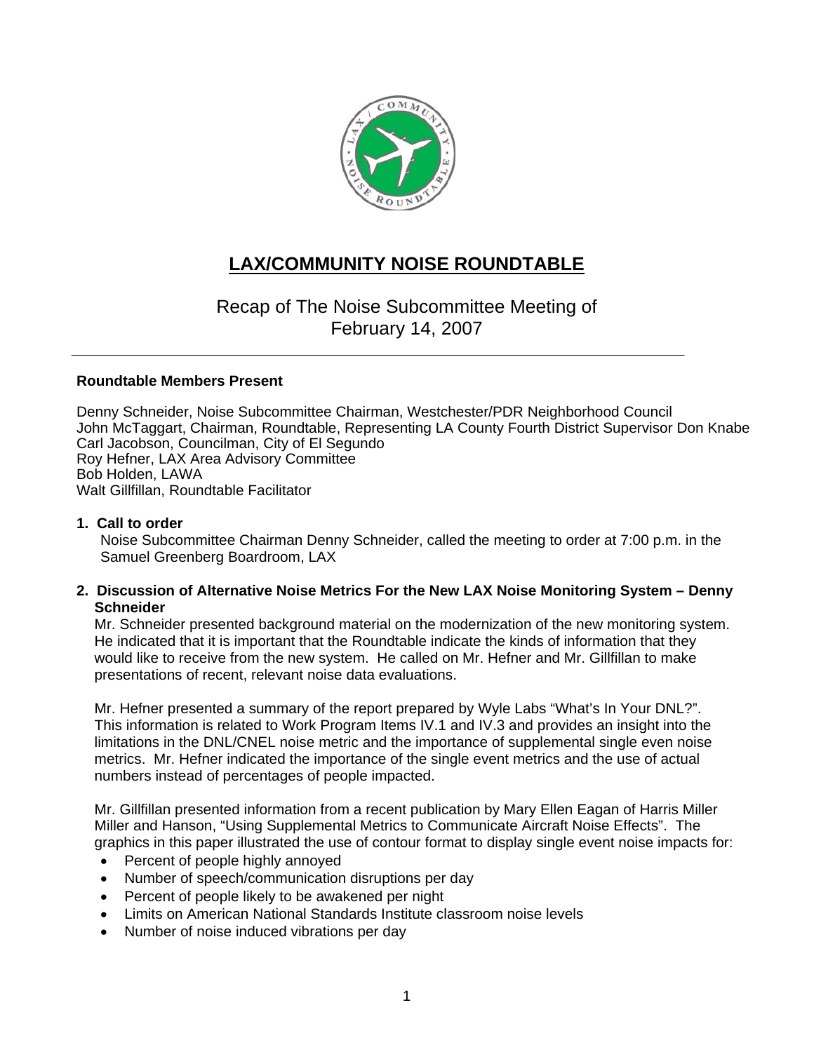# LAX/COMMUNITY NOISE ROUNDTABLE

## Recap of The Noise Subcommittee Meeting of February 14, 2007

---

**Roundtable Members Present**

Denny Schneider, Noise Subcommittee Chairman, Westchester/PDR Neighborhood Council
John McTaggart, Chairman, Roundtable, Representing LA County Fourth District Supervisor Don Knabe
Carl Jacobson, Councilman, City of El Segundo
Roy Hefner, LAX Area Advisory Committee
Bob Holden, LAWA
Walt Gillfillan, Roundtable Facilitator

**1. Call to order**

Noise Subcommittee Chairman Denny Schneider, called the meeting to order at 7:00 p.m. in the Samuel Greenberg Boardroom, LAX

**2. Discussion of Alternative Noise Metrics For the New LAX Noise Monitoring System – Denny Schneider**

Mr. Schneider presented background material on the modernization of the new monitoring system. He indicated that it is important that the Roundtable indicate the kinds of information that they would like to receive from the new system. He called on Mr. Hefner and Mr. Gillfillan to make presentations of recent, relevant noise data evaluations.

Mr. Hefner presented a summary of the report prepared by Wyle Labs "What's In Your DNL?". This information is related to Work Program Items IV.1 and IV.3 and provides an insight into the limitations in the DNL/CNEL noise metric and the importance of supplemental single even noise metrics. Mr. Hefner indicated the importance of the single event metrics and the use of actual numbers instead of percentages of people impacted.

Mr. Gillfillan presented information from a recent publication by Mary Ellen Eagan of Harris Miller Miller and Hanson, "Using Supplemental Metrics to Communicate Aircraft Noise Effects". The graphics in this paper illustrated the use of contour format to display single event noise impacts for:

- Percent of people highly annoyed
- Number of speech/communication disruptions per day
- Percent of people likely to be awakened per night
- Limits on American National Standards Institute classroom noise levels
- Number of noise induced vibrations per day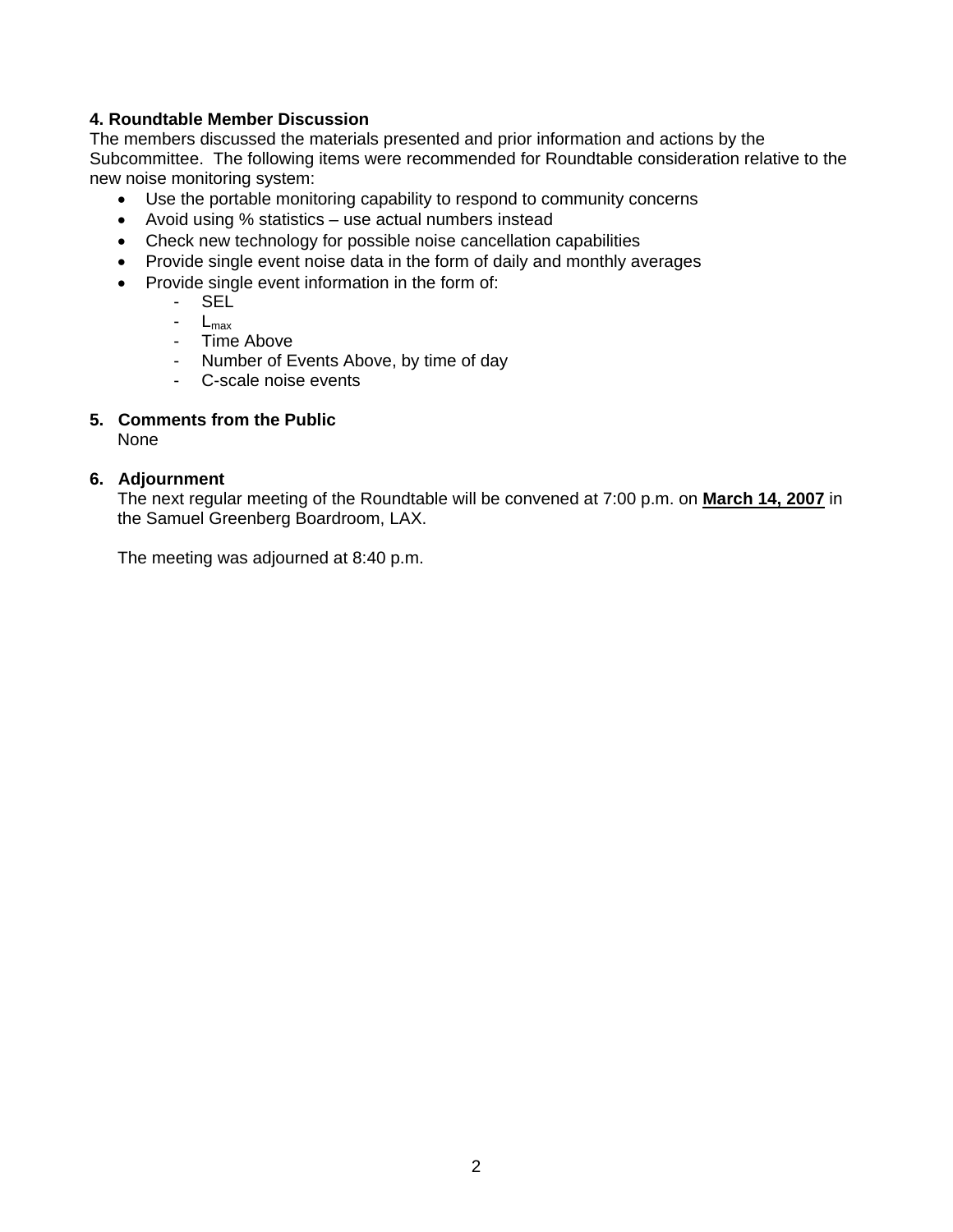**4. Roundtable Member Discussion**
The members discussed the materials presented and prior information and actions by the Subcommittee. The following items were recommended for Roundtable consideration relative to the new noise monitoring system:

- Use the portable monitoring capability to respond to community concerns
- Avoid using % statistics – use actual numbers instead
- Check new technology for possible noise cancellation capabilities
- Provide single event noise data in the form of daily and monthly averages
- Provide single event information in the form of:
  - SEL
  - $L_{max}$
  - Time Above
  - Number of Events Above, by time of day
  - C-scale noise events

**5. Comments from the Public**

None

**6. Adjournment**

The next regular meeting of the Roundtable will be convened at 7:00 p.m. on **March 14, 2007** in the Samuel Greenberg Boardroom, LAX.

The meeting was adjourned at 8:40 p.m.